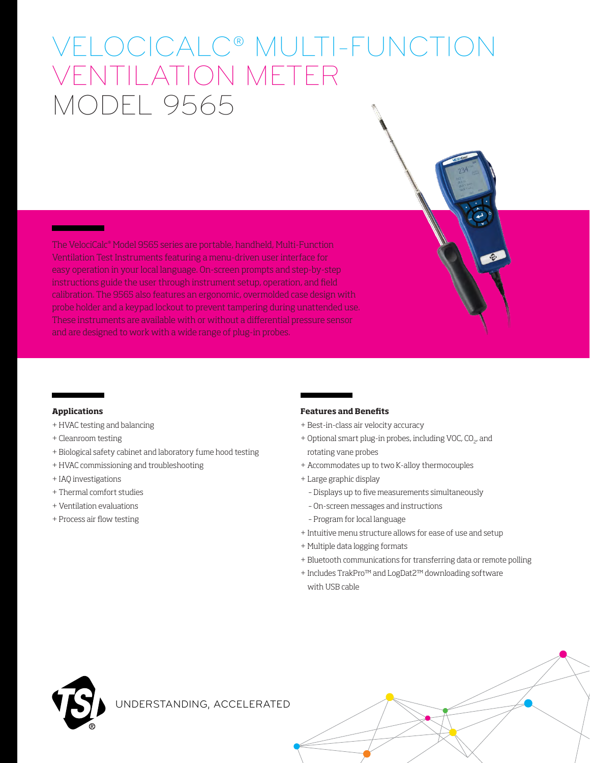# VELOCICALC® MULTI-FUNCTION VENTILATION METER

# MODEL 9565

The VelociCalc® Model 9565 series are portable, handheld, Multi-Function Ventilation Test Instruments featuring a menu-driven user interface for easy operation in your local language. On-screen prompts and step-by-step instructions guide the user through instrument setup, operation, and field calibration. The 9565 also features an ergonomic, overmolded case design with probe holder and a keypad lockout to prevent tampering during unattended use. These instruments are available with or without a differential pressure sensor and are designed to work with a wide range of plug-in probes.

## Applications

+ HVAC testing and balancing
+ Cleanroom testing
+ Biological safety cabinet and laboratory fume hood testing
+ HVAC commissioning and troubleshooting
+ IAQ investigations
+ Thermal comfort studies
+ Ventilation evaluations
+ Process air flow testing

## Features and Benefits

+ Best-in-class air velocity accuracy
+ Optional smart plug-in probes, including VOC, $CO_2$, and rotating vane probes
+ Accommodates up to two K-alloy thermocouples
+ Large graphic display
  - Displays up to five measurements simultaneously
  - On-screen messages and instructions
  - Program for local language
+ Intuitive menu structure allows for ease of use and setup
+ Multiple data logging formats
+ Bluetooth communications for transferring data or remote polling
+ Includes TrakPro™ and LogDat2™ downloading software with USB cable

UNDERSTANDING, ACCELERATED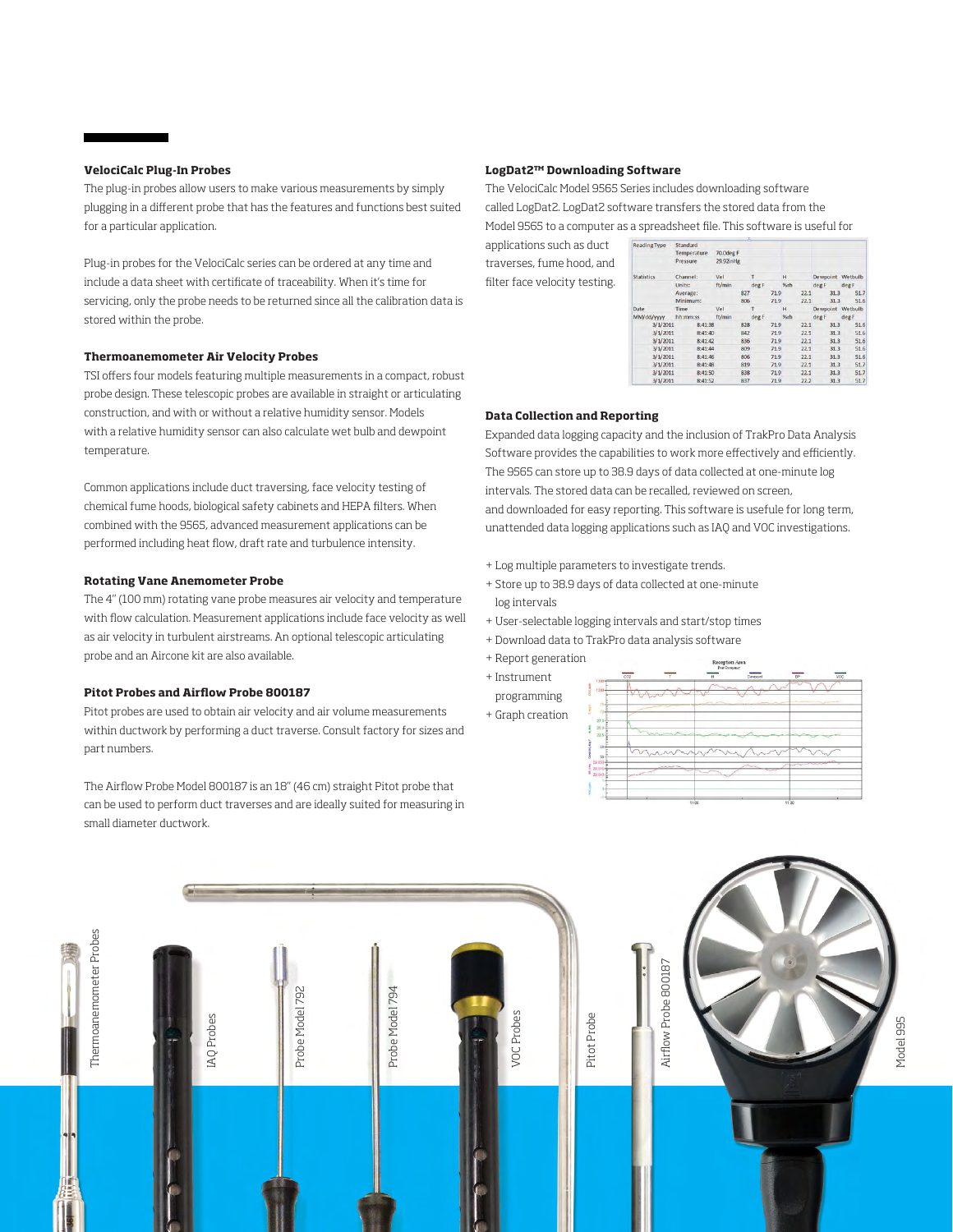### VelociCalc Plug-In Probes

The plug-in probes allow users to make various measurements by simply plugging in a different probe that has the features and functions best suited for a particular application.

Plug-in probes for the VelociCalc series can be ordered at any time and include a data sheet with certificate of traceability. When it's time for servicing, only the probe needs to be returned since all the calibration data is stored within the probe.

### Thermoanemometer Air Velocity Probes

TSI offers four models featuring multiple measurements in a compact, robust probe design. These telescopic probes are available in straight or articulating construction, and with or without a relative humidity sensor. Models with a relative humidity sensor can also calculate wet bulb and dewpoint temperature.

Common applications include duct traversing, face velocity testing of chemical fume hoods, biological safety cabinets and HEPA filters. When combined with the 9565, advanced measurement applications can be performed including heat flow, draft rate and turbulence intensity.

### Rotating Vane Anemometer Probe

The 4" (100 mm) rotating vane probe measures air velocity and temperature with flow calculation. Measurement applications include face velocity as well as air velocity in turbulent airstreams. An optional telescopic articulating probe and an Aircone kit are also available.

### Pitot Probes and Airflow Probe 800187

Pitot probes are used to obtain air velocity and air volume measurements within ductwork by performing a duct traverse. Consult factory for sizes and part numbers.

The Airflow Probe Model 800187 is an 18" (46 cm) straight Pitot probe that can be used to perform duct traverses and are ideally suited for measuring in small diameter ductwork.

### LogDat2™ Downloading Software

The VelociCalc Model 9565 Series includes downloading software called LogDat2. LogDat2 software transfers the stored data from the Model 9565 to a computer as a spreadsheet file. This software is useful for applications such as duct traverses, fume hood, and filter face velocity testing.

| Reading Type | Standard | | | | | |
|---|---|---|---|---|---|---|
| | Temperature | 70.0deg F | | | | |
| | Pressure | 29.92inHg | | | | |
| Statistics | Channel: | Vel | T | H | Dewpoint | Wetbulb |
| | Units: | ft/min | deg F | %rh | deg F | deg F |
| | Average: | 827 | 71.9 | 22.1 | 31.3 | 51.7 |
| | Minimum: | 806 | 71.9 | 22.1 | 31.3 | 51.6 |
| Date | Time | Vel | T | H | Dewpoint | Wetbulb |
| MM/dd/yyyy | hh:mm:ss | ft/min | deg F | %rh | deg F | deg F |
| 3/1/2011 | 8:41:38 | 828 | 71.9 | 22.1 | 31.3 | 51.6 |
| 3/1/2011 | 8:41:40 | 842 | 71.9 | 22.1 | 31.3 | 51.6 |
| 3/1/2011 | 8:41:42 | 836 | 71.9 | 22.1 | 31.3 | 51.6 |
| 3/1/2011 | 8:41:44 | 809 | 71.9 | 22.1 | 31.3 | 51.6 |
| 3/1/2011 | 8:41:46 | 806 | 71.9 | 22.1 | 31.3 | 51.6 |
| 3/1/2011 | 8:41:48 | 819 | 71.9 | 22.1 | 31.3 | 51.7 |
| 3/1/2011 | 8:41:50 | 838 | 71.9 | 22.1 | 31.3 | 51.7 |
| 3/1/2011 | 8:41:52 | 837 | 71.9 | 22.2 | 31.3 | 51.7 |

### Data Collection and Reporting

Expanded data logging capacity and the inclusion of TrakPro Data Analysis Software provides the capabilities to work more effectively and efficiently. The 9565 can store up to 38.9 days of data collected at one-minute log intervals. The stored data can be recalled, reviewed on screen, and downloaded for easy reporting. This software is usefule for long term, unattended data logging applications such as IAQ and VOC investigations.

- + Log multiple parameters to investigate trends.
- + Store up to 38.9 days of data collected at one-minute log intervals
- + User-selectable logging intervals and start/stop times
- + Download data to TrakPro data analysis software
- + Report generation
- + Instrument programming
- + Graph creation

Thermoanemometer Probes · IAQ Probes · Probe Model 792 · Probe Model 794 · VOC Probes · Pitot Probe · Airflow Probe 800187 · Model 995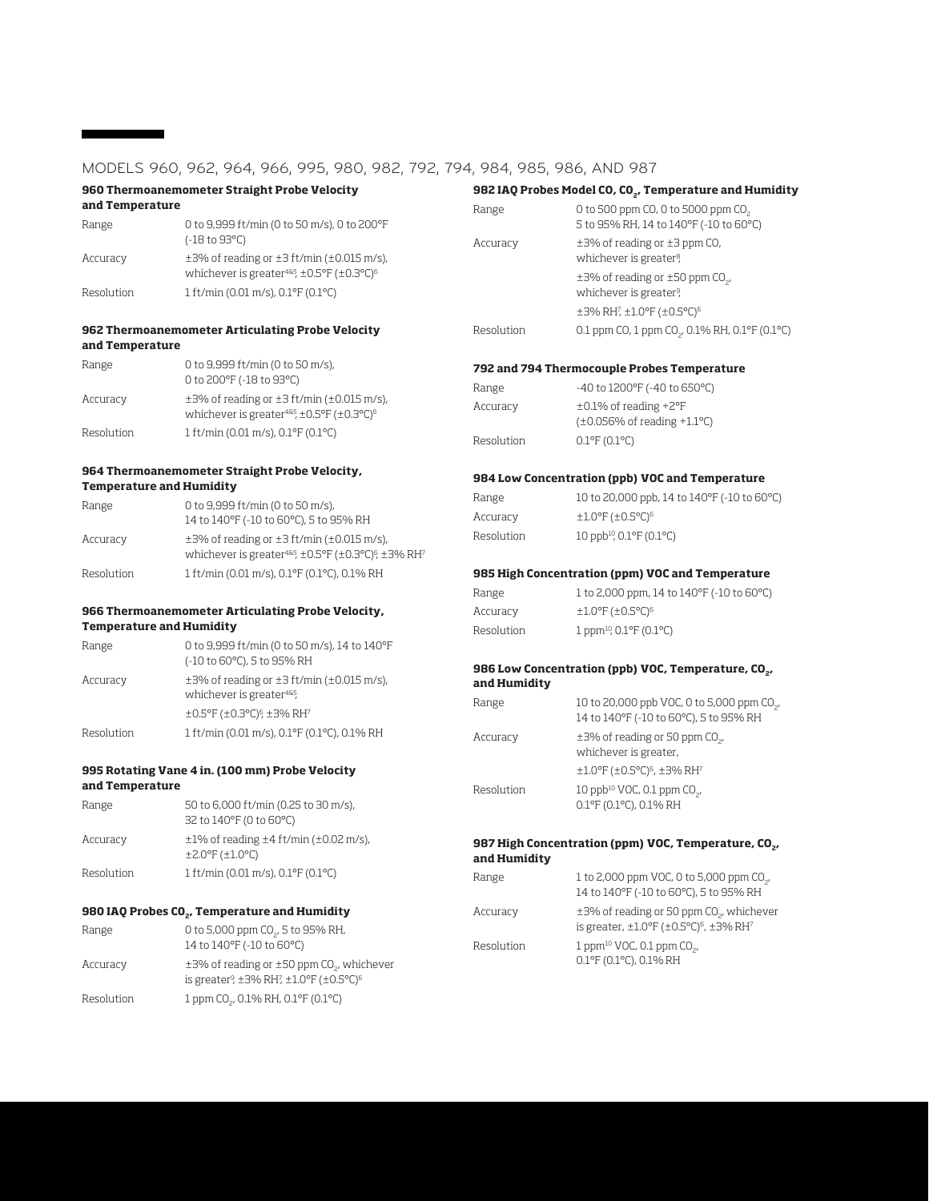## MODELS 960, 962, 964, 966, 995, 980, 982, 792, 794, 984, 985, 986, AND 987

### 960 Thermoanemometer Straight Probe Velocity and Temperature

| | |
|---|---|
| Range | 0 to 9,999 ft/min (0 to 50 m/s), 0 to 200°F (-18 to 93°C) |
| Accuracy | ±3% of reading or ±3 ft/min (±0.015 m/s), whichever is greater[4&5]; ±0.5°F (±0.3°C)[6] |
| Resolution | 1 ft/min (0.01 m/s), 0.1°F (0.1°C) |

### 962 Thermoanemometer Articulating Probe Velocity and Temperature

| | |
|---|---|
| Range | 0 to 9,999 ft/min (0 to 50 m/s), 0 to 200°F (-18 to 93°C) |
| Accuracy | ±3% of reading or ±3 ft/min (±0.015 m/s), whichever is greater[4&5]; ±0.5°F (±0.3°C)[6] |
| Resolution | 1 ft/min (0.01 m/s), 0.1°F (0.1°C) |

### 964 Thermoanemometer Straight Probe Velocity, Temperature and Humidity

| | |
|---|---|
| Range | 0 to 9,999 ft/min (0 to 50 m/s), 14 to 140°F (-10 to 60°C), 5 to 95% RH |
| Accuracy | ±3% of reading or ±3 ft/min (±0.015 m/s), whichever is greater[4&5]; ±0.5°F (±0.3°C)[6]; ±3% RH[7] |
| Resolution | 1 ft/min (0.01 m/s), 0.1°F (0.1°C), 0.1% RH |

### 966 Thermoanemometer Articulating Probe Velocity, Temperature and Humidity

| | |
|---|---|
| Range | 0 to 9,999 ft/min (0 to 50 m/s), 14 to 140°F (-10 to 60°C), 5 to 95% RH |
| Accuracy | ±3% of reading or ±3 ft/min (±0.015 m/s), whichever is greater[4&5]; ±0.5°F (±0.3°C)[6]; ±3% RH[7] |
| Resolution | 1 ft/min (0.01 m/s), 0.1°F (0.1°C), 0.1% RH |

### 995 Rotating Vane 4 in. (100 mm) Probe Velocity and Temperature

| | |
|---|---|
| Range | 50 to 6,000 ft/min (0.25 to 30 m/s), 32 to 140°F (0 to 60°C) |
| Accuracy | ±1% of reading ±4 ft/min (±0.02 m/s), ±2.0°F (±1.0°C) |
| Resolution | 1 ft/min (0.01 m/s), 0.1°F (0.1°C) |

### 980 IAQ Probes $CO_2$, Temperature and Humidity

| | |
|---|---|
| Range | 0 to 5,000 ppm $CO_2$, 5 to 95% RH, 14 to 140°F (-10 to 60°C) |
| Accuracy | ±3% of reading or ±50 ppm $CO_2$, whichever is greater[9]; ±3% RH[7]; ±1.0°F (±0.5°C)[6] |
| Resolution | 1 ppm $CO_2$, 0.1% RH, 0.1°F (0.1°C) |

### 982 IAQ Probes Model CO, $CO_2$, Temperature and Humidity

| | |
|---|---|
| Range | 0 to 500 ppm CO, 0 to 5000 ppm $CO_2$, 5 to 95% RH, 14 to 140°F (-10 to 60°C) |
| Accuracy | ±3% of reading or ±3 ppm CO, whichever is greater[8]; ±3% of reading or ±50 ppm $CO_2$, whichever is greater[9]; ±3% RH[7]; ±1.0°F (±0.5°C)[6] |
| Resolution | 0.1 ppm CO, 1 ppm $CO_2$, 0.1% RH, 0.1°F (0.1°C) |

### 792 and 794 Thermocouple Probes Temperature

| | |
|---|---|
| Range | -40 to 1200°F (-40 to 650°C) |
| Accuracy | ±0.1% of reading +2°F (±0.056% of reading +1.1°C) |
| Resolution | 0.1°F (0.1°C) |

### 984 Low Concentration (ppb) VOC and Temperature

| | |
|---|---|
| Range | 10 to 20,000 ppb, 14 to 140°F (-10 to 60°C) |
| Accuracy | ±1.0°F (±0.5°C)[6] |
| Resolution | 10 ppb[10]; 0.1°F (0.1°C) |

### 985 High Concentration (ppm) VOC and Temperature

| | |
|---|---|
| Range | 1 to 2,000 ppm, 14 to 140°F (-10 to 60°C) |
| Accuracy | ±1.0°F (±0.5°C)[6] |
| Resolution | 1 ppm[10]; 0.1°F (0.1°C) |

### 986 Low Concentration (ppb) VOC, Temperature, $CO_2$, and Humidity

| | |
|---|---|
| Range | 10 to 20,000 ppb VOC, 0 to 5,000 ppm $CO_2$, 14 to 140°F (-10 to 60°C), 5 to 95% RH |
| Accuracy | ±3% of reading or 50 ppm $CO_2$, whichever is greater, ±1.0°F (±0.5°C)[6], ±3% RH[7] |
| Resolution | 10 ppb[10] VOC, 0.1 ppm $CO_2$, 0.1°F (0.1°C), 0.1% RH |

### 987 High Concentration (ppm) VOC, Temperature, $CO_2$, and Humidity

| | |
|---|---|
| Range | 1 to 2,000 ppm VOC, 0 to 5,000 ppm $CO_2$, 14 to 140°F (-10 to 60°C), 5 to 95% RH |
| Accuracy | ±3% of reading or 50 ppm $CO_2$, whichever is greater, ±1.0°F (±0.5°C)[6], ±3% RH[7] |
| Resolution | 1 ppm[10] VOC, 0.1 ppm $CO_2$, 0.1°F (0.1°C), 0.1% RH |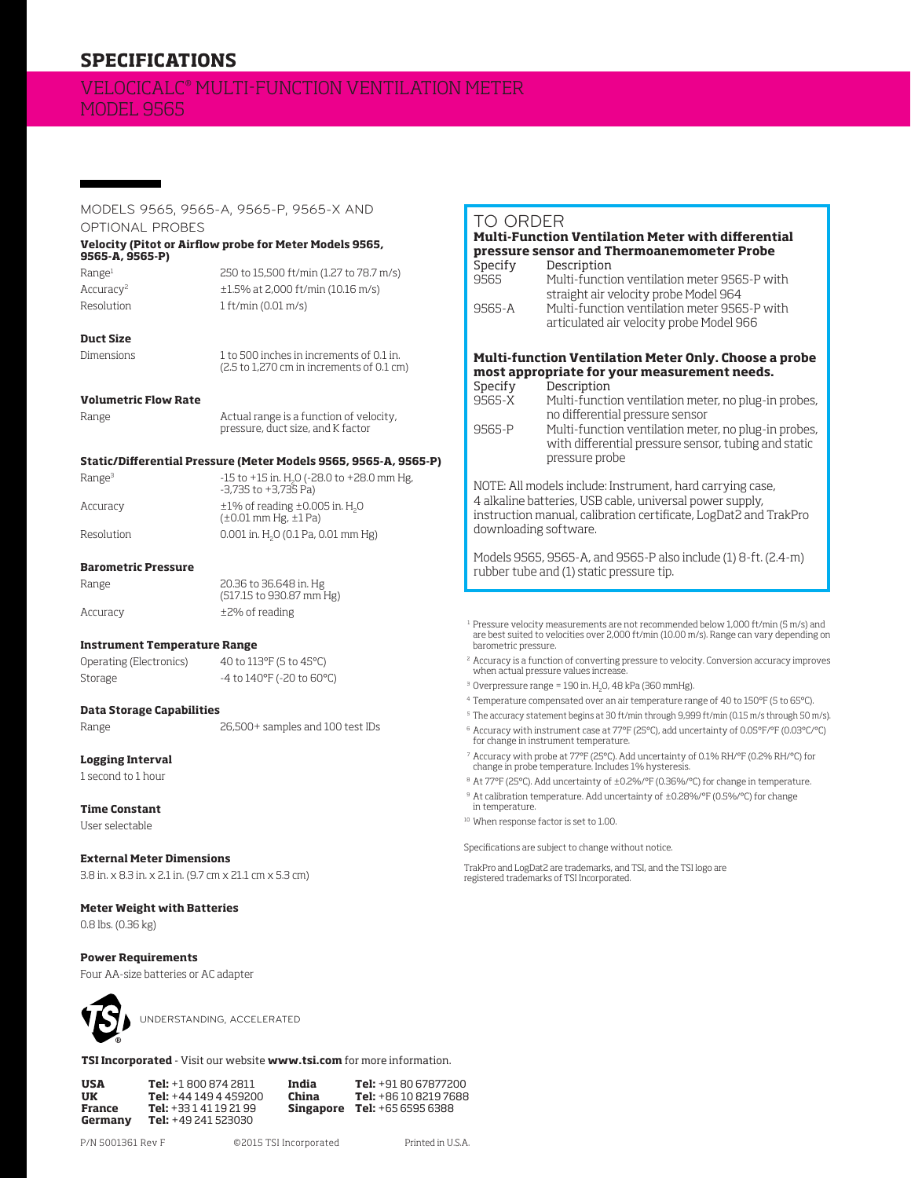# SPECIFICATIONS

## VELOCICALC® MULTI-FUNCTION VENTILATION METER MODEL 9565

### MODELS 9565, 9565-A, 9565-P, 9565-X AND OPTIONAL PROBES

**Velocity (Pitot or Airflow probe for Meter Models 9565, 9565-A, 9565-P)**

| | |
|---|---|
| Range[1] | 250 to 15,500 ft/min (1.27 to 78.7 m/s) |
| Accuracy[2] | ±1.5% at 2,000 ft/min (10.16 m/s) |
| Resolution | 1 ft/min (0.01 m/s) |

**Duct Size**

| | |
|---|---|
| Dimensions | 1 to 500 inches in increments of 0.1 in. (2.5 to 1,270 cm in increments of 0.1 cm) |

**Volumetric Flow Rate**

| | |
|---|---|
| Range | Actual range is a function of velocity, pressure, duct size, and K factor |

**Static/Differential Pressure (Meter Models 9565, 9565-A, 9565-P)**

| | |
|---|---|
| Range[3] | -15 to +15 in. $H_2O$ (-28.0 to +28.0 mm Hg, -3,735 to +3,735 Pa) |
| Accuracy | ±1% of reading ±0.005 in. $H_2O$ (±0.01 mm Hg, ±1 Pa) |
| Resolution | 0.001 in. $H_2O$ (0.1 Pa, 0.01 mm Hg) |

**Barometric Pressure**

| | |
|---|---|
| Range | 20.36 to 36.648 in. Hg (517.15 to 930.87 mm Hg) |
| Accuracy | ±2% of reading |

**Instrument Temperature Range**

| | |
|---|---|
| Operating (Electronics) | 40 to 113°F (5 to 45°C) |
| Storage | -4 to 140°F (-20 to 60°C) |

**Data Storage Capabilities**

| | |
|---|---|
| Range | 26,500+ samples and 100 test IDs |

**Logging Interval**

1 second to 1 hour

**Time Constant**

User selectable

**External Meter Dimensions**

3.8 in. x 8.3 in. x 2.1 in. (9.7 cm x 21.1 cm x 5.3 cm)

**Meter Weight with Batteries**

0.8 lbs. (0.36 kg)

**Power Requirements**

Four AA-size batteries or AC adapter

### TO ORDER

**Multi-Function Ventilation Meter with differential pressure sensor and Thermoanemometer Probe**

| Specify | Description |
|---|---|
| 9565 | Multi-function ventilation meter 9565-P with straight air velocity probe Model 964 |
| 9565-A | Multi-function ventilation meter 9565-P with articulated air velocity probe Model 966 |

**Multi-function Ventilation Meter Only. Choose a probe most appropriate for your measurement needs.**

| Specify | Description |
|---|---|
| 9565-X | Multi-function ventilation meter, no plug-in probes, no differential pressure sensor |
| 9565-P | Multi-function ventilation meter, no plug-in probes, with differential pressure sensor, tubing and static pressure probe |

NOTE: All models include: Instrument, hard carrying case, 4 alkaline batteries, USB cable, universal power supply, instruction manual, calibration certificate, LogDat2 and TrakPro downloading software.

Models 9565, 9565-A, and 9565-P also include (1) 8-ft. (2.4-m) rubber tube and (1) static pressure tip.

[1] Pressure velocity measurements are not recommended below 1,000 ft/min (5 m/s) and are best suited to velocities over 2,000 ft/min (10.00 m/s). Range can vary depending on barometric pressure.

[2] Accuracy is a function of converting pressure to velocity. Conversion accuracy improves when actual pressure values increase.

[3] Overpressure range = 190 in. $H_2O$, 48 kPa (360 mmHg).

[4] Temperature compensated over an air temperature range of 40 to 150°F (5 to 65°C).

[5] The accuracy statement begins at 30 ft/min through 9,999 ft/min (0.15 m/s through 50 m/s).

[6] Accuracy with instrument case at 77°F (25°C), add uncertainty of 0.05°F/°F (0.03°C/°C) for change in instrument temperature.

[7] Accuracy with probe at 77°F (25°C). Add uncertainty of 0.1% RH/°F (0.2% RH/°C) for change in probe temperature. Includes 1% hysteresis.

[8] At 77°F (25°C). Add uncertainty of ±0.2%/°F (0.36%/°C) for change in temperature.

[9] At calibration temperature. Add uncertainty of ±0.28%/°F (0.5%/°C) for change in temperature.

[10] When response factor is set to 1.00.

Specifications are subject to change without notice.

TrakPro and LogDat2 are trademarks, and TSI, and the TSI logo are registered trademarks of TSI Incorporated.

UNDERSTANDING, ACCELERATED

**TSI Incorporated** - Visit our website **www.tsi.com** for more information.

| | | | |
|---|---|---|---|
| **USA** | **Tel:** +1 800 874 2811 | **India** | **Tel:** +91 80 67877200 |
| **UK** | **Tel:** +44 149 4 459200 | **China** | **Tel:** +86 10 8219 7688 |
| **France** | **Tel:** +33 1 41 19 21 99 | **Singapore** | **Tel:** +65 6595 6388 |
| **Germany** | **Tel:** +49 241 523030 | | |

P/N 5001361 Rev F ©2015 TSI Incorporated Printed in U.S.A.